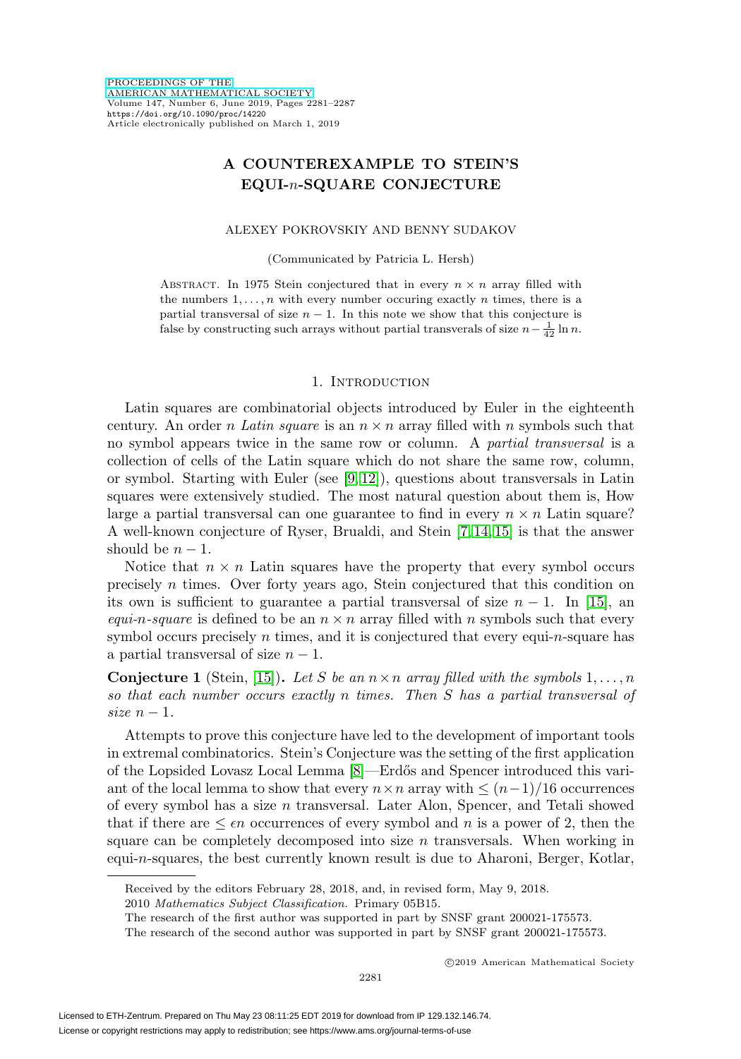# A COUNTEREXAMPLE TO STEIN'S EQUI-$n$-SQUARE CONJECTURE

ALEXEY POKROVSKIY AND BENNY SUDAKOV

(Communicated by Patricia L. Hersh)

ABSTRACT. In 1975 Stein conjectured that in every $n \times n$ array filled with the numbers $1, \ldots, n$ with every number occuring exactly $n$ times, there is a partial transversal of size $n-1$. In this note we show that this conjecture is false by constructing such arrays without partial transverals of size $n - \frac{1}{42} \ln n$.

## 1. Introduction

Latin squares are combinatorial objects introduced by Euler in the eighteenth century. An order $n$ *Latin square* is an $n \times n$ array filled with $n$ symbols such that no symbol appears twice in the same row or column. A *partial transversal* is a collection of cells of the Latin square which do not share the same row, column, or symbol. Starting with Euler (see [9, 12]), questions about transversals in Latin squares were extensively studied. The most natural question about them is, How large a partial transversal can one guarantee to find in every $n \times n$ Latin square? A well-known conjecture of Ryser, Brualdi, and Stein [7, 14, 15] is that the answer should be $n-1$.

Notice that $n \times n$ Latin squares have the property that every symbol occurs precisely $n$ times. Over forty years ago, Stein conjectured that this condition on its own is sufficient to guarantee a partial transversal of size $n-1$. In [15], an *equi-$n$-square* is defined to be an $n \times n$ array filled with $n$ symbols such that every symbol occurs precisely $n$ times, and it is conjectured that every equi-$n$-square has a partial transversal of size $n-1$.

**Conjecture 1** (Stein, [15])**.** *Let $S$ be an $n \times n$ array filled with the symbols $1, \ldots, n$ so that each number occurs exactly $n$ times. Then $S$ has a partial transversal of size $n-1$.*

Attempts to prove this conjecture have led to the development of important tools in extremal combinatorics. Stein's Conjecture was the setting of the first application of the Lopsided Lovasz Local Lemma [8]—Erdős and Spencer introduced this variant of the local lemma to show that every $n \times n$ array with $\leq (n-1)/16$ occurrences of every symbol has a size $n$ transversal. Later Alon, Spencer, and Tetali showed that if there are $\leq \epsilon n$ occurrences of every symbol and $n$ is a power of 2, then the square can be completely decomposed into size $n$ transversals. When working in equi-$n$-squares, the best currently known result is due to Aharoni, Berger, Kotlar,

---

Received by the editors February 28, 2018, and, in revised form, May 9, 2018.

2010 *Mathematics Subject Classification.* Primary 05B15.

The research of the first author was supported in part by SNSF grant 200021-175573.

The research of the second author was supported in part by SNSF grant 200021-175573.

©2019 American Mathematical Society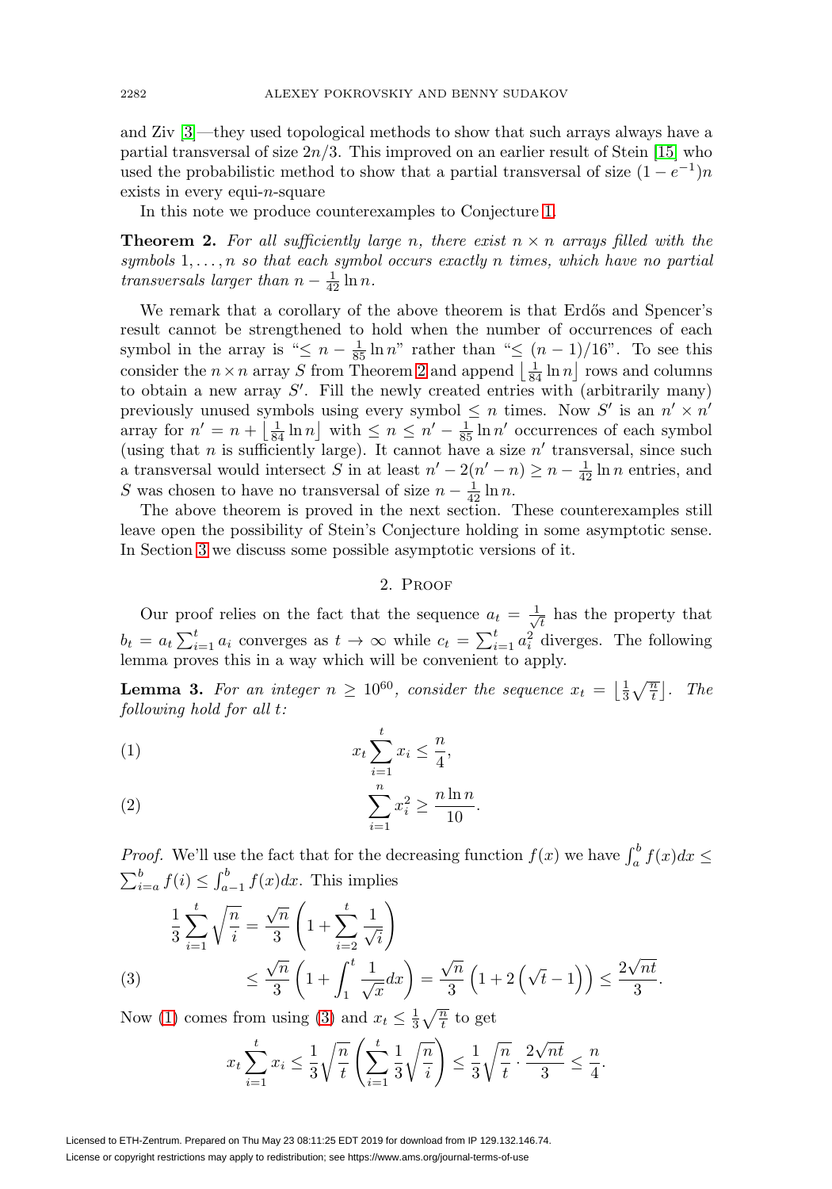and Ziv [3]—they used topological methods to show that such arrays always have a partial transversal of size $2n/3$. This improved on an earlier result of Stein [15] who used the probabilistic method to show that a partial transversal of size $(1-e^{-1})n$ exists in every equi-$n$-square

In this note we produce counterexamples to Conjecture 1.

**Theorem 2.** *For all sufficiently large $n$, there exist $n \times n$ arrays filled with the symbols $1, \dots, n$ so that each symbol occurs exactly $n$ times, which have no partial transversals larger than $n - \frac{1}{42}\ln n$.*

We remark that a corollary of the above theorem is that Erdős and Spencer's result cannot be strengthened to hold when the number of occurrences of each symbol in the array is "$\leq n - \frac{1}{85}\ln n$" rather than "$\leq (n-1)/16$". To see this consider the $n \times n$ array $S$ from Theorem 2 and append $\lfloor \frac{1}{84}\ln n \rfloor$ rows and columns to obtain a new array $S'$. Fill the newly created entries with (arbitrarily many) previously unused symbols using every symbol $\leq n$ times. Now $S'$ is an $n' \times n'$ array for $n' = n + \lfloor \frac{1}{84}\ln n \rfloor$ with $\leq n \leq n' - \frac{1}{85}\ln n'$ occurrences of each symbol (using that $n$ is sufficiently large). It cannot have a size $n'$ transversal, since such a transversal would intersect $S$ in at least $n' - 2(n'-n) \geq n - \frac{1}{42}\ln n$ entries, and $S$ was chosen to have no transversal of size $n - \frac{1}{42}\ln n$.

The above theorem is proved in the next section. These counterexamples still leave open the possibility of Stein's Conjecture holding in some asymptotic sense. In Section 3 we discuss some possible asymptotic versions of it.

## 2. Proof

Our proof relies on the fact that the sequence $a_t = \frac{1}{\sqrt{t}}$ has the property that $b_t = a_t \sum_{i=1}^{t} a_i$ converges as $t \to \infty$ while $c_t = \sum_{i=1}^{t} a_i^2$ diverges. The following lemma proves this in a way which will be convenient to apply.

**Lemma 3.** *For an integer $n \geq 10^{60}$, consider the sequence $x_t = \left\lfloor \frac{1}{3}\sqrt{\frac{n}{t}} \right\rfloor$. The following hold for all $t$:*

$$x_t \sum_{i=1}^{t} x_i \leq \frac{n}{4}, \tag{1}$$

$$\sum_{i=1}^{n} x_i^2 \geq \frac{n \ln n}{10}. \tag{2}$$

*Proof.* We'll use the fact that for the decreasing function $f(x)$ we have $\int_a^b f(x)dx \leq \sum_{i=a}^{b} f(i) \leq \int_{a-1}^{b} f(x)dx$. This implies

$$\begin{aligned}
\frac{1}{3}\sum_{i=1}^{t}\sqrt{\frac{n}{i}} &= \frac{\sqrt{n}}{3}\left(1 + \sum_{i=2}^{t}\frac{1}{\sqrt{i}}\right) \\
&\leq \frac{\sqrt{n}}{3}\left(1 + \int_1^t \frac{1}{\sqrt{x}}dx\right) = \frac{\sqrt{n}}{3}\left(1 + 2\left(\sqrt{t}-1\right)\right) \leq \frac{2\sqrt{nt}}{3}.
\end{aligned} \tag{3}$$

Now (1) comes from using (3) and $x_t \leq \frac{1}{3}\sqrt{\frac{n}{t}}$ to get

$$x_t \sum_{i=1}^{t} x_i \leq \frac{1}{3}\sqrt{\frac{n}{t}}\left(\sum_{i=1}^{t}\frac{1}{3}\sqrt{\frac{n}{i}}\right) \leq \frac{1}{3}\sqrt{\frac{n}{t}} \cdot \frac{2\sqrt{nt}}{3} \leq \frac{n}{4}.$$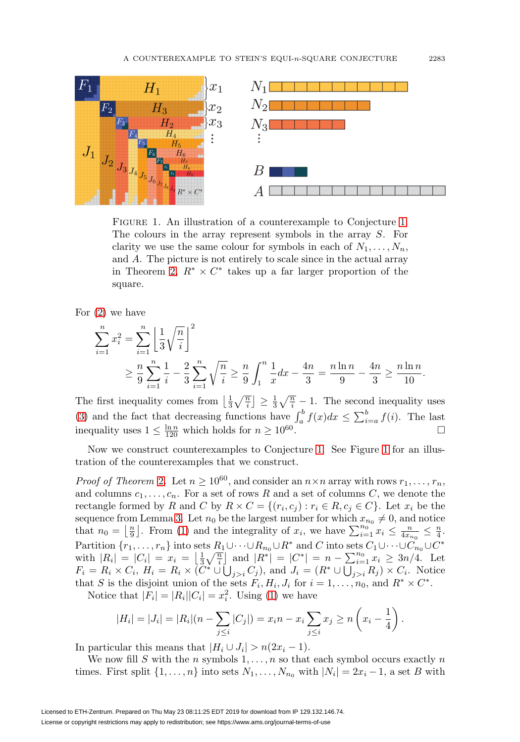FIGURE 1. An illustration of a counterexample to Conjecture 1. The colours in the array represent symbols in the array $S$. For clarity we use the same colour for symbols in each of $N_1, \ldots, N_n$, and $A$. The picture is not entirely to scale since in the actual array in Theorem 2, $R^* \times C^*$ takes up a far larger proportion of the square.

For (2) we have

$$\sum_{i=1}^{n} x_i^2 = \sum_{i=1}^{n} \left\lfloor \frac{1}{3}\sqrt{\frac{n}{i}} \right\rfloor^2$$

$$\geq \frac{n}{9}\sum_{i=1}^{n} \frac{1}{i} - \frac{2}{3}\sum_{i=1}^{n}\sqrt{\frac{n}{i}} \geq \frac{n}{9}\int_1^n \frac{1}{x}dx - \frac{4n}{3} = \frac{n\ln n}{9} - \frac{4n}{3} \geq \frac{n \ln n}{10}.$$

The first inequality comes from $\left\lfloor \frac{1}{3}\sqrt{\frac{n}{i}} \right\rfloor \geq \frac{1}{3}\sqrt{\frac{n}{i}} - 1$. The second inequality uses (3) and the fact that decreasing functions have $\int_a^b f(x)dx \leq \sum_{i=a}^b f(i)$. The last inequality uses $1 \leq \frac{\ln n}{120}$ which holds for $n \geq 10^{60}$. $\square$

Now we construct counterexamples to Conjecture 1. See Figure 1 for an illustration of the counterexamples that we construct.

*Proof of Theorem 2.* Let $n \geq 10^{60}$, and consider an $n \times n$ array with rows $r_1, \ldots, r_n$, and columns $c_1, \ldots, c_n$. For a set of rows $R$ and a set of columns $C$, we denote the rectangle formed by $R$ and $C$ by $R \times C = \{(r_i, c_j) : r_i \in R, c_j \in C\}$. Let $x_i$ be the sequence from Lemma 3. Let $n_0$ be the largest number for which $x_{n_0} \neq 0$, and notice that $n_0 = \left\lfloor \frac{n}{9} \right\rfloor$. From (1) and the integrality of $x_i$, we have $\sum_{i=1}^{n_0} x_i \leq \frac{n}{4x_{n_0}} \leq \frac{n}{4}$. Partition $\{r_1, \ldots, r_n\}$ into sets $R_1 \cup \cdots \cup R_{n_0} \cup R^*$ and $C$ into sets $C_1 \cup \cdots \cup C_{n_0} \cup C^*$ with $|R_i| = |C_i| = x_i = \left\lfloor \frac{1}{3}\sqrt{\frac{n}{i}} \right\rfloor$ and $|R^*| = |C^*| = n - \sum_{i=1}^{n_0} x_i \geq 3n/4$. Let $F_i = R_i \times C_i$, $H_i = R_i \times (C^* \cup \bigcup_{j>i} C_j)$, and $J_i = (R^* \cup \bigcup_{j>i} R_j) \times C_i$. Notice that $S$ is the disjoint union of the sets $F_i, H_i, J_i$ for $i = 1, \ldots, n_0$, and $R^* \times C^*$.

Notice that $|F_i| = |R_i||C_i| = x_i^2$. Using (1) we have

$$|H_i| = |J_i| = |R_i|(n - \sum_{j \leq i} |C_j|) = x_i n - x_i \sum_{j \leq i} x_j \geq n\left(x_i - \frac{1}{4}\right).$$

In particular this means that $|H_i \cup J_i| > n(2x_i - 1)$.

We now fill $S$ with the $n$ symbols $1, \ldots, n$ so that each symbol occurs exactly $n$ times. First split $\{1, \ldots, n\}$ into sets $N_1, \ldots, N_{n_0}$ with $|N_i| = 2x_i - 1$, a set $B$ with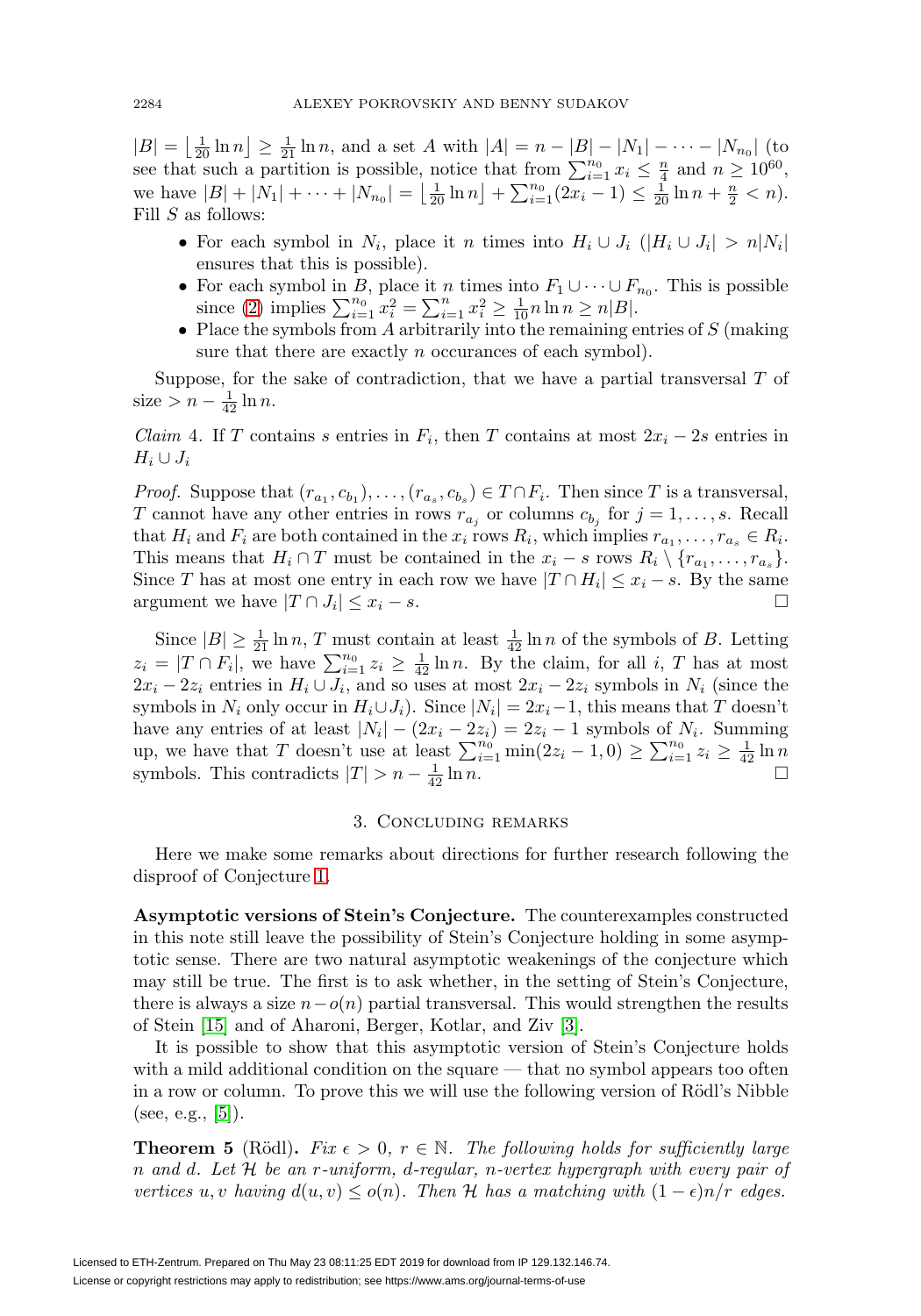$|B| = \left\lfloor \frac{1}{20} \ln n \right\rfloor \geq \frac{1}{21} \ln n$, and a set $A$ with $|A| = n - |B| - |N_1| - \cdots - |N_{n_0}|$ (to see that such a partition is possible, notice that from $\sum_{i=1}^{n_0} x_i \leq \frac{n}{4}$ and $n \geq 10^{60}$, we have $|B| + |N_1| + \cdots + |N_{n_0}| = \left\lfloor \frac{1}{20} \ln n \right\rfloor + \sum_{i=1}^{n_0}(2x_i - 1) \leq \frac{1}{20} \ln n + \frac{n}{2} < n$). Fill $S$ as follows:

- For each symbol in $N_i$, place it $n$ times into $H_i \cup J_i$ ($|H_i \cup J_i| > n|N_i|$ ensures that this is possible).
- For each symbol in $B$, place it $n$ times into $F_1 \cup \cdots \cup F_{n_0}$. This is possible since (2) implies $\sum_{i=1}^{n_0} x_i^2 = \sum_{i=1}^{n} x_i^2 \geq \frac{1}{10} n \ln n \geq n|B|$.
- Place the symbols from $A$ arbitrarily into the remaining entries of $S$ (making sure that there are exactly $n$ occurances of each symbol).

Suppose, for the sake of contradiction, that we have a partial transversal $T$ of size $> n - \frac{1}{42} \ln n$.

*Claim* 4. If $T$ contains $s$ entries in $F_i$, then $T$ contains at most $2x_i - 2s$ entries in $H_i \cup J_i$

*Proof.* Suppose that $(r_{a_1}, c_{b_1}), \ldots, (r_{a_s}, c_{b_s}) \in T \cap F_i$. Then since $T$ is a transversal, $T$ cannot have any other entries in rows $r_{a_j}$ or columns $c_{b_j}$ for $j = 1, \ldots, s$. Recall that $H_i$ and $F_i$ are both contained in the $x_i$ rows $R_i$, which implies $r_{a_1}, \ldots, r_{a_s} \in R_i$. This means that $H_i \cap T$ must be contained in the $x_i - s$ rows $R_i \setminus \{r_{a_1}, \ldots, r_{a_s}\}$. Since $T$ has at most one entry in each row we have $|T \cap H_i| \leq x_i - s$. By the same argument we have $|T \cap J_i| \leq x_i - s$. □

Since $|B| \geq \frac{1}{21} \ln n$, $T$ must contain at least $\frac{1}{42} \ln n$ of the symbols of $B$. Letting $z_i = |T \cap F_i|$, we have $\sum_{i=1}^{n_0} z_i \geq \frac{1}{42} \ln n$. By the claim, for all $i$, $T$ has at most $2x_i - 2z_i$ entries in $H_i \cup J_i$, and so uses at most $2x_i - 2z_i$ symbols in $N_i$ (since the symbols in $N_i$ only occur in $H_i \cup J_i$). Since $|N_i| = 2x_i - 1$, this means that $T$ doesn't have any entries of at least $|N_i| - (2x_i - 2z_i) = 2z_i - 1$ symbols of $N_i$. Summing up, we have that $T$ doesn't use at least $\sum_{i=1}^{n_0} \min(2z_i - 1, 0) \geq \sum_{i=1}^{n_0} z_i \geq \frac{1}{42} \ln n$ symbols. This contradicts $|T| > n - \frac{1}{42} \ln n$. □

## 3. Concluding remarks

Here we make some remarks about directions for further research following the disproof of Conjecture 1.

**Asymptotic versions of Stein's Conjecture.** The counterexamples constructed in this note still leave the possibility of Stein's Conjecture holding in some asymptotic sense. There are two natural asymptotic weakenings of the conjecture which may still be true. The first is to ask whether, in the setting of Stein's Conjecture, there is always a size $n - o(n)$ partial transversal. This would strengthen the results of Stein [15] and of Aharoni, Berger, Kotlar, and Ziv [3].

It is possible to show that this asymptotic version of Stein's Conjecture holds with a mild additional condition on the square — that no symbol appears too often in a row or column. To prove this we will use the following version of Rödl's Nibble (see, e.g., [5]).

**Theorem 5** (Rödl)**.** *Fix $\epsilon > 0$, $r \in \mathbb{N}$. The following holds for sufficiently large $n$ and $d$. Let $\mathcal{H}$ be an $r$-uniform, $d$-regular, $n$-vertex hypergraph with every pair of vertices $u, v$ having $d(u, v) \leq o(n)$. Then $\mathcal{H}$ has a matching with $(1 - \epsilon)n/r$ edges.*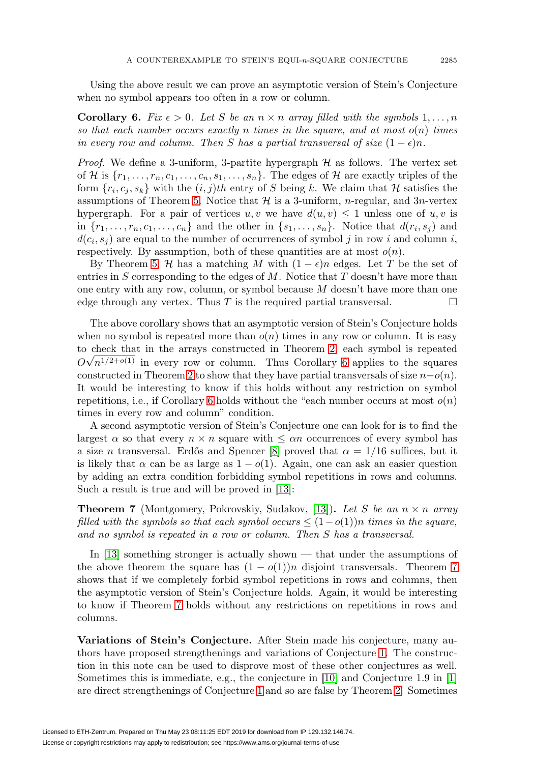Using the above result we can prove an asymptotic version of Stein's Conjecture when no symbol appears too often in a row or column.

**Corollary 6.** *Fix $\epsilon > 0$. Let $S$ be an $n \times n$ array filled with the symbols $1, \dots, n$ so that each number occurs exactly $n$ times in the square, and at most $o(n)$ times in every row and column. Then $S$ has a partial transversal of size $(1-\epsilon)n$.*

*Proof.* We define a 3-uniform, 3-partite hypergraph $\mathcal{H}$ as follows. The vertex set of $\mathcal{H}$ is $\{r_1, \dots, r_n, c_1, \dots, c_n, s_1, \dots, s_n\}$. The edges of $\mathcal{H}$ are exactly triples of the form $\{r_i, c_j, s_k\}$ with the $(i,j)th$ entry of $S$ being $k$. We claim that $\mathcal{H}$ satisfies the assumptions of Theorem 5. Notice that $\mathcal{H}$ is a 3-uniform, $n$-regular, and $3n$-vertex hypergraph. For a pair of vertices $u, v$ we have $d(u,v) \leq 1$ unless one of $u, v$ is in $\{r_1, \dots, r_n, c_1, \dots, c_n\}$ and the other in $\{s_1, \dots, s_n\}$. Notice that $d(r_i, s_j)$ and $d(c_i, s_j)$ are equal to the number of occurrences of symbol $j$ in row $i$ and column $i$, respectively. By assumption, both of these quantities are at most $o(n)$.

By Theorem 5, $\mathcal{H}$ has a matching $M$ with $(1-\epsilon)n$ edges. Let $T$ be the set of entries in $S$ corresponding to the edges of $M$. Notice that $T$ doesn't have more than one entry with any row, column, or symbol because $M$ doesn't have more than one edge through any vertex. Thus $T$ is the required partial transversal. $\square$

The above corollary shows that an asymptotic version of Stein's Conjecture holds when no symbol is repeated more than $o(n)$ times in any row or column. It is easy to check that in the arrays constructed in Theorem 2, each symbol is repeated $O\sqrt{n^{1/2+o(1)}}$ in every row or column. Thus Corollary 6 applies to the squares constructed in Theorem 2 to show that they have partial transversals of size $n - o(n)$. It would be interesting to know if this holds without any restriction on symbol repetitions, i.e., if Corollary 6 holds without the "each number occurs at most $o(n)$ times in every row and column" condition.

A second asymptotic version of Stein's Conjecture one can look for is to find the largest $\alpha$ so that every $n \times n$ square with $\leq \alpha n$ occurrences of every symbol has a size $n$ transversal. Erdős and Spencer [8] proved that $\alpha = 1/16$ suffices, but it is likely that $\alpha$ can be as large as $1 - o(1)$. Again, one can ask an easier question by adding an extra condition forbidding symbol repetitions in rows and columns. Such a result is true and will be proved in [13]:

**Theorem 7** (Montgomery, Pokrovskiy, Sudakov, [13])**.** *Let $S$ be an $n \times n$ array filled with the symbols so that each symbol occurs $\leq (1 - o(1))n$ times in the square, and no symbol is repeated in a row or column. Then $S$ has a transversal.*

In [13] something stronger is actually shown — that under the assumptions of the above theorem the square has $(1 - o(1))n$ disjoint transversals. Theorem 7 shows that if we completely forbid symbol repetitions in rows and columns, then the asymptotic version of Stein's Conjecture holds. Again, it would be interesting to know if Theorem 7 holds without any restrictions on repetitions in rows and columns.

**Variations of Stein's Conjecture.** After Stein made his conjecture, many authors have proposed strengthenings and variations of Conjecture 1. The construction in this note can be used to disprove most of these other conjectures as well. Sometimes this is immediate, e.g., the conjecture in [10] and Conjecture 1.9 in [1] are direct strengthenings of Conjecture 1 and so are false by Theorem 2. Sometimes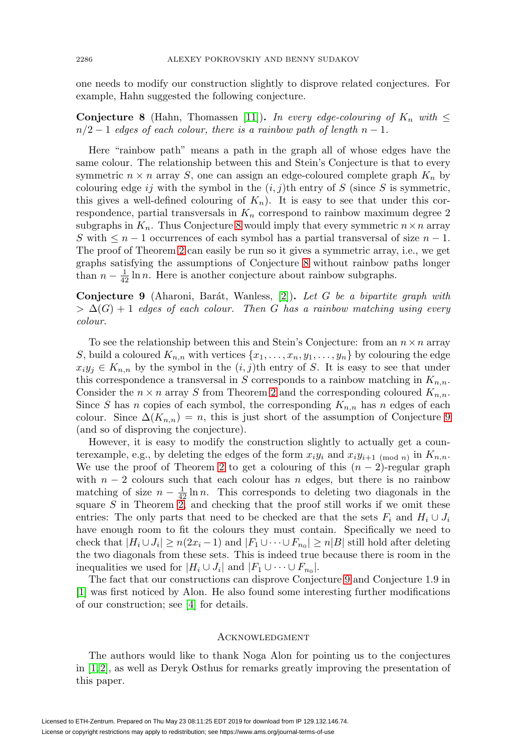one needs to modify our construction slightly to disprove related conjectures. For example, Hahn suggested the following conjecture.

**Conjecture 8** (Hahn, Thomassen [11])**.** *In every edge-colouring of $K_n$ with $\leq n/2 - 1$ edges of each colour, there is a rainbow path of length $n-1$.*

Here "rainbow path" means a path in the graph all of whose edges have the same colour. The relationship between this and Stein's Conjecture is that to every symmetric $n \times n$ array $S$, one can assign an edge-coloured complete graph $K_n$ by colouring edge $ij$ with the symbol in the $(i,j)$th entry of $S$ (since $S$ is symmetric, this gives a well-defined colouring of $K_n$). It is easy to see that under this correspondence, partial transversals in $K_n$ correspond to rainbow maximum degree 2 subgraphs in $K_n$. Thus Conjecture 8 would imply that every symmetric $n \times n$ array $S$ with $\leq n-1$ occurrences of each symbol has a partial transversal of size $n-1$. The proof of Theorem 2 can easily be run so it gives a symmetric array, i.e., we get graphs satisfying the assumptions of Conjecture 8 without rainbow paths longer than $n - \frac{1}{42} \ln n$. Here is another conjecture about rainbow subgraphs.

**Conjecture 9** (Aharoni, Barát, Wanless, [2])**.** *Let $G$ be a bipartite graph with $> \Delta(G) + 1$ edges of each colour. Then $G$ has a rainbow matching using every colour.*

To see the relationship between this and Stein's Conjecture: from an $n \times n$ array $S$, build a coloured $K_{n,n}$ with vertices $\{x_1, \ldots, x_n, y_1, \ldots, y_n\}$ by colouring the edge $x_i y_j \in K_{n,n}$ by the symbol in the $(i,j)$th entry of $S$. It is easy to see that under this correspondence a transversal in $S$ corresponds to a rainbow matching in $K_{n,n}$. Consider the $n \times n$ array $S$ from Theorem 2 and the corresponding coloured $K_{n,n}$. Since $S$ has $n$ copies of each symbol, the corresponding $K_{n,n}$ has $n$ edges of each colour. Since $\Delta(K_{n,n}) = n$, this is just short of the assumption of Conjecture 9 (and so of disproving the conjecture).

However, it is easy to modify the construction slightly to actually get a counterexample, e.g., by deleting the edges of the form $x_i y_i$ and $x_i y_{i+1 \pmod n}$ in $K_{n,n}$. We use the proof of Theorem 2 to get a colouring of this $(n-2)$-regular graph with $n-2$ colours such that each colour has $n$ edges, but there is no rainbow matching of size $n - \frac{1}{42} \ln n$. This corresponds to deleting two diagonals in the square $S$ in Theorem 2, and checking that the proof still works if we omit these entries: The only parts that need to be checked are that the sets $F_i$ and $H_i \cup J_i$ have enough room to fit the colours they must contain. Specifically we need to check that $|H_i \cup J_i| \geq n(2x_i - 1)$ and $|F_1 \cup \cdots \cup F_{n_0}| \geq n|B|$ still hold after deleting the two diagonals from these sets. This is indeed true because there is room in the inequalities we used for $|H_i \cup J_i|$ and $|F_1 \cup \cdots \cup F_{n_0}|$.

The fact that our constructions can disprove Conjecture 9 and Conjecture 1.9 in [1] was first noticed by Alon. He also found some interesting further modifications of our construction; see [4] for details.

## Acknowledgment

The authors would like to thank Noga Alon for pointing us to the conjectures in [1, 2], as well as Deryk Osthus for remarks greatly improving the presentation of this paper.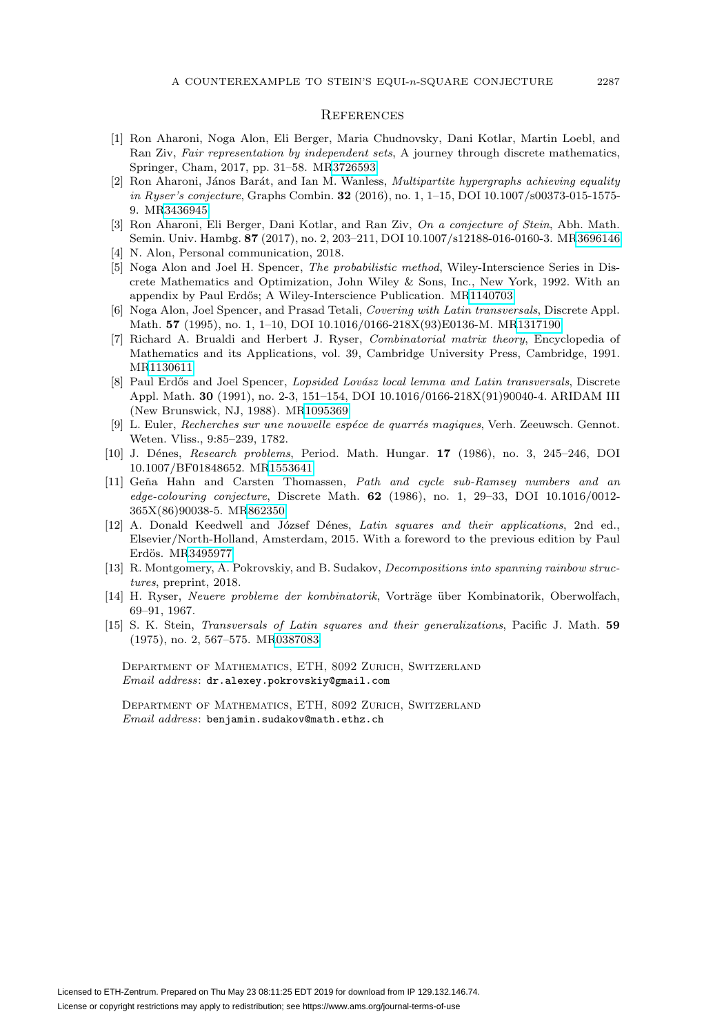## References

[1] Ron Aharoni, Noga Alon, Eli Berger, Maria Chudnovsky, Dani Kotlar, Martin Loebl, and Ran Ziv, *Fair representation by independent sets*, A journey through discrete mathematics, Springer, Cham, 2017, pp. 31–58. MR3726593

[2] Ron Aharoni, János Barát, and Ian M. Wanless, *Multipartite hypergraphs achieving equality in Ryser's conjecture*, Graphs Combin. **32** (2016), no. 1, 1–15, DOI 10.1007/s00373-015-1575-9. MR3436945

[3] Ron Aharoni, Eli Berger, Dani Kotlar, and Ran Ziv, *On a conjecture of Stein*, Abh. Math. Semin. Univ. Hambg. **87** (2017), no. 2, 203–211, DOI 10.1007/s12188-016-0160-3. MR3696146

[4] N. Alon, Personal communication, 2018.

[5] Noga Alon and Joel H. Spencer, *The probabilistic method*, Wiley-Interscience Series in Discrete Mathematics and Optimization, John Wiley & Sons, Inc., New York, 1992. With an appendix by Paul Erdős; A Wiley-Interscience Publication. MR1140703

[6] Noga Alon, Joel Spencer, and Prasad Tetali, *Covering with Latin transversals*, Discrete Appl. Math. **57** (1995), no. 1, 1–10, DOI 10.1016/0166-218X(93)E0136-M. MR1317190

[7] Richard A. Brualdi and Herbert J. Ryser, *Combinatorial matrix theory*, Encyclopedia of Mathematics and its Applications, vol. 39, Cambridge University Press, Cambridge, 1991. MR1130611

[8] Paul Erdős and Joel Spencer, *Lopsided Lovász local lemma and Latin transversals*, Discrete Appl. Math. **30** (1991), no. 2-3, 151–154, DOI 10.1016/0166-218X(91)90040-4. ARIDAM III (New Brunswick, NJ, 1988). MR1095369

[9] L. Euler, *Recherches sur une nouvelle espéce de quarrés magiques*, Verh. Zeeuwsch. Gennot. Weten. Vliss., 9:85–239, 1782.

[10] J. Dénes, *Research problems*, Period. Math. Hungar. **17** (1986), no. 3, 245–246, DOI 10.1007/BF01848652. MR1553641

[11] Geňa Hahn and Carsten Thomassen, *Path and cycle sub-Ramsey numbers and an edge-colouring conjecture*, Discrete Math. **62** (1986), no. 1, 29–33, DOI 10.1016/0012-365X(86)90038-5. MR862350

[12] A. Donald Keedwell and József Dénes, *Latin squares and their applications*, 2nd ed., Elsevier/North-Holland, Amsterdam, 2015. With a foreword to the previous edition by Paul Erdös. MR3495977

[13] R. Montgomery, A. Pokrovskiy, and B. Sudakov, *Decompositions into spanning rainbow structures*, preprint, 2018.

[14] H. Ryser, *Neuere probleme der kombinatorik*, Vorträge über Kombinatorik, Oberwolfach, 69–91, 1967.

[15] S. K. Stein, *Transversals of Latin squares and their generalizations*, Pacific J. Math. **59** (1975), no. 2, 567–575. MR0387083

Department of Mathematics, ETH, 8092 Zurich, Switzerland
*Email address*: dr.alexey.pokrovskiy@gmail.com

Department of Mathematics, ETH, 8092 Zurich, Switzerland
*Email address*: benjamin.sudakov@math.ethz.ch